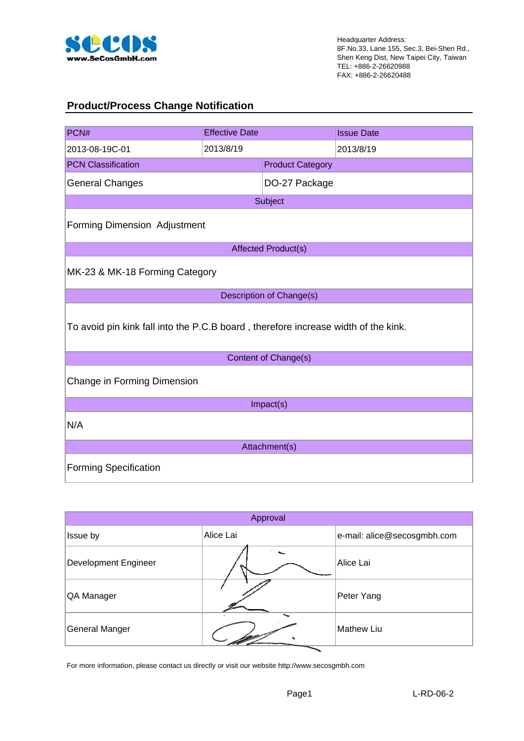Headquarter Address:
8F.No.33, Lane 155, Sec.3, Bei-Shen Rd.,
Shen Keng Dist, New Taipei City, Taiwan
TEL: +886-2-26620988
FAX: +886-2-26620488

## Product/Process Change Notification

| PCN# | Effective Date | Issue Date |
|---|---|---|
| 2013-08-19C-01 | 2013/8/19 | 2013/8/19 |

| PCN Classification | Product Category |
|---|---|
| General Changes | DO-27 Package |

| Subject |
|---|
| Forming Dimension Adjustment |

| Affected Product(s) |
|---|
| MK-23 & MK-18 Forming Category |

| Description of Change(s) |
|---|
| To avoid pin kink fall into the P.C.B board , therefore increase width of the kink. |

| Content of Change(s) |
|---|
| Change in Forming Dimension |

| Impact(s) |
|---|
| N/A |

| Attachment(s) |
|---|
| Forming Specification |

| Approval | | |
|---|---|---|
| Issue by | Alice Lai | e-mail: alice@secosgmbh.com |
| Development Engineer | | Alice Lai |
| QA Manager | | Peter Yang |
| General Manger | | Mathew Liu |

For more information, please contact us directly or visit our website http://www.secosgmbh.com

L-RD-06-2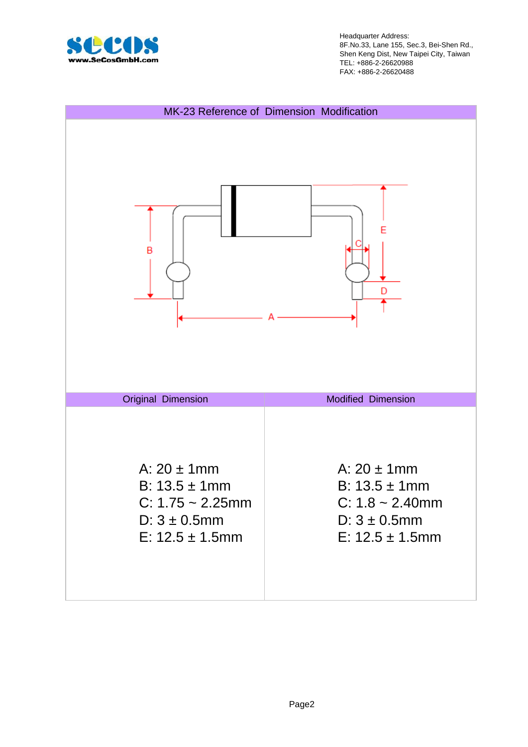## MK-23 Reference of Dimension Modification

| Original Dimension | Modified Dimension |
| --- | --- |
| A: 20 ± 1mm<br>B: 13.5 ± 1mm<br>C: 1.75 ~ 2.25mm<br>D: 3 ± 0.5mm<br>E: 12.5 ± 1.5mm | A: 20 ± 1mm<br>B: 13.5 ± 1mm<br>C: 1.8 ~ 2.40mm<br>D: 3 ± 0.5mm<br>E: 12.5 ± 1.5mm |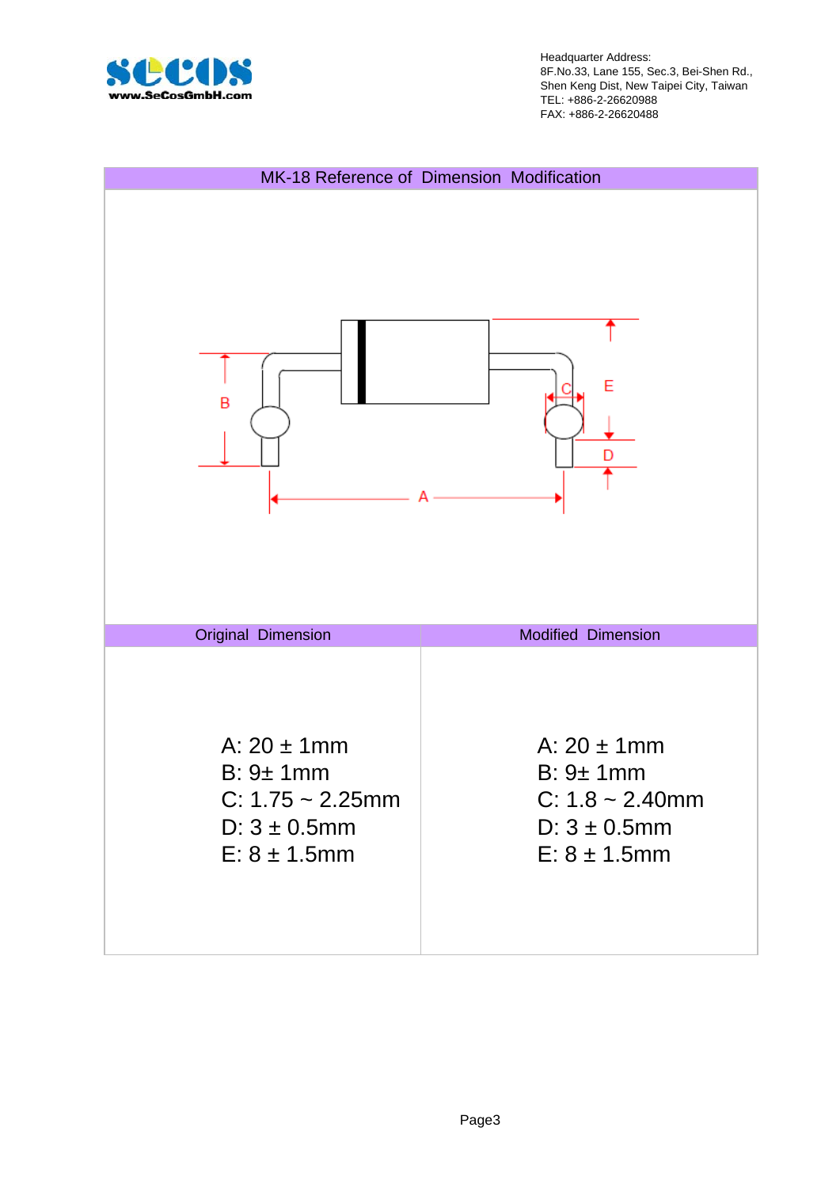## MK-18 Reference of Dimension Modification

| Original Dimension | Modified Dimension |
|---|---|
| A: 20 ± 1mm<br>B: 9± 1mm<br>C: 1.75 ~ 2.25mm<br>D: 3 ± 0.5mm<br>E: 8 ± 1.5mm | A: 20 ± 1mm<br>B: 9± 1mm<br>C: 1.8 ~ 2.40mm<br>D: 3 ± 0.5mm<br>E: 8 ± 1.5mm |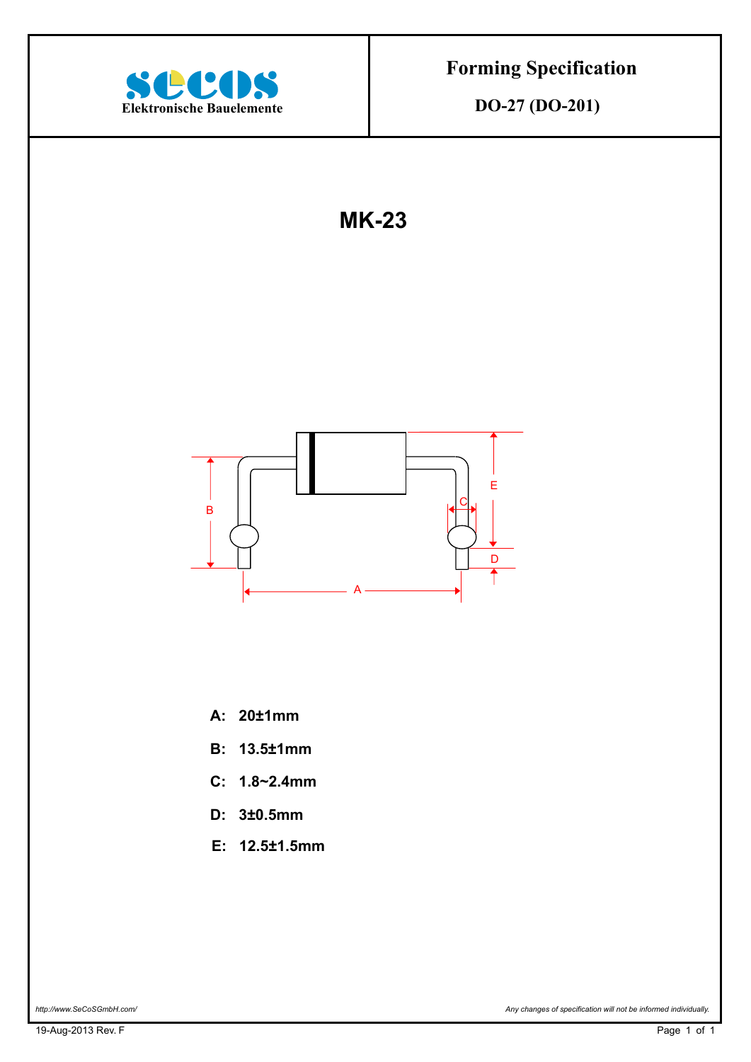**secos**
Elektronische Bauelemente

# Forming Specification

## DO-27 (DO-201)

# MK-23

**A: 20±1mm**

**B: 13.5±1mm**

**C: 1.8~2.4mm**

**D: 3±0.5mm**

**E: 12.5±1.5mm**

*http://www.SeCoSGmbH.com/*

*Any changes of specification will not be informed individually.*

19-Aug-2013 Rev. F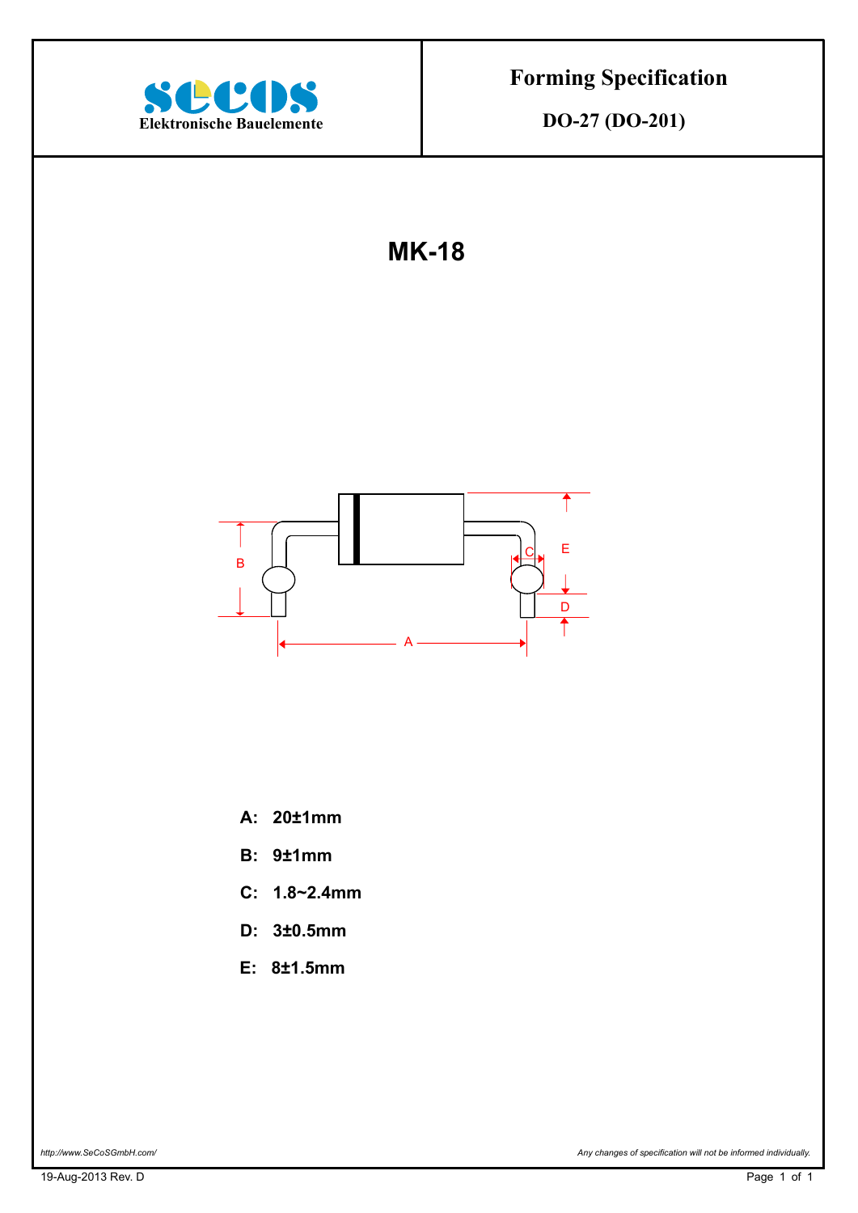secos
Elektronische Bauelemente

# Forming Specification

## DO-27 (DO-201)

# MK-18

B
C
E
D
A

**A: 20±1mm**

**B: 9±1mm**

**C: 1.8~2.4mm**

**D: 3±0.5mm**

**E: 8±1.5mm**

*http://www.SeCoSGmbH.com/*

*Any changes of specification will not be informed individually.*

19-Aug-2013 Rev. D